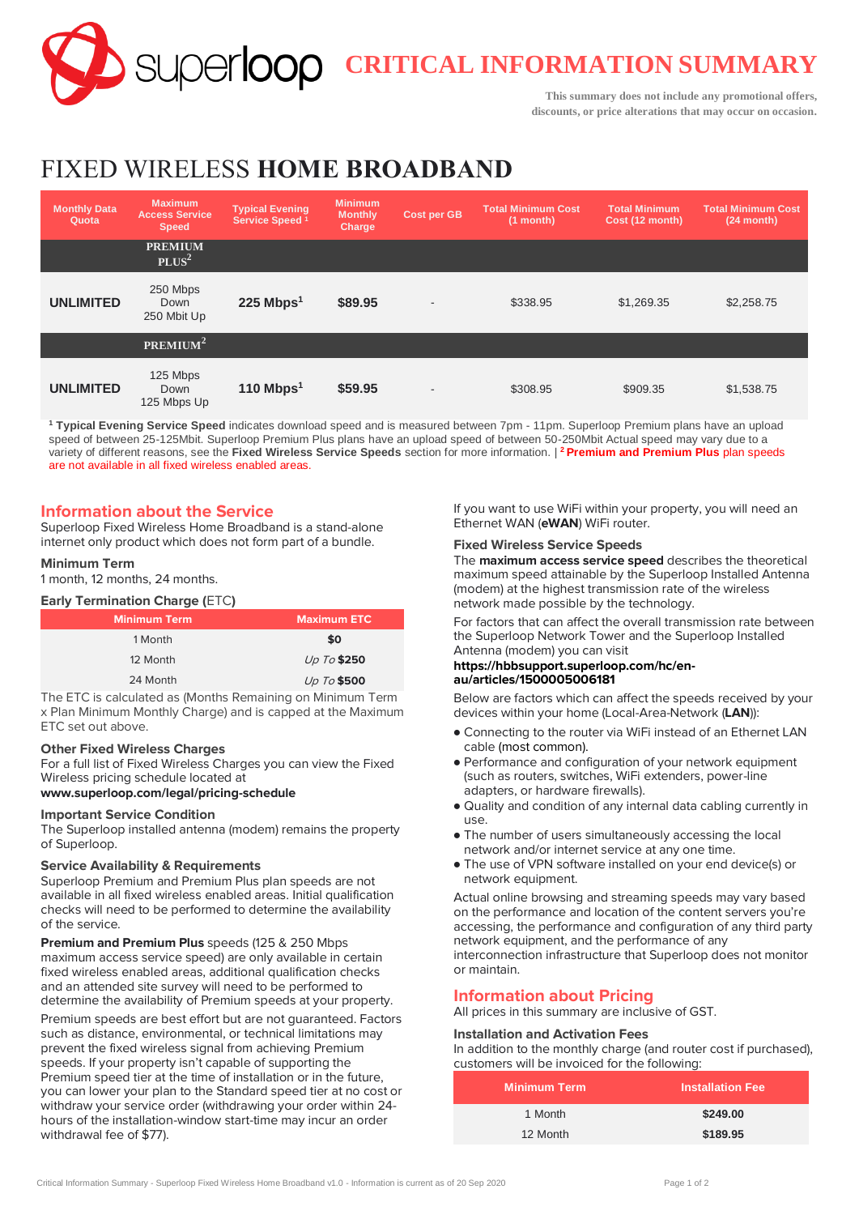# CRITICAL INFORMATION SUMMARY

**This summary does not include any promotional offers, discounts, or price alterations that may occur on occasion.**

# FIXED WIRELESS **HOME BROADBAND**

| Monthly Data Quota | Maximum Access Service Speed | Typical Evening Service Speed [1] | Minimum Monthly Charge | Cost per GB | Total Minimum Cost (1 month) | Total Minimum Cost (12 month) | Total Minimum Cost (24 month) |
|---|---|---|---|---|---|---|---|
| | **PREMIUM PLUS**[2] | | | | | | |
| **UNLIMITED** | 250 Mbps Down 250 Mbit Up | **225 Mbps**[1] | **$89.95** | - | $338.95 | $1,269.35 | $2,258.75 |
| | **PREMIUM**[2] | | | | | | |
| **UNLIMITED** | 125 Mbps Down 125 Mbps Up | **110 Mbps**[1] | **$59.95** | - | $308.95 | $909.35 | $1,538.75 |

[1] **Typical Evening Service Speed** indicates download speed and is measured between 7pm - 11pm. Superloop Premium plans have an upload speed of between 25-125Mbit. Superloop Premium Plus plans have an upload speed of between 50-250Mbit Actual speed may vary due to a variety of different reasons, see the **Fixed Wireless Service Speeds** section for more information. | [2] **Premium and Premium Plus** plan speeds are not available in all fixed wireless enabled areas.

## Information about the Service

Superloop Fixed Wireless Home Broadband is a stand-alone internet only product which does not form part of a bundle.

### Minimum Term

1 month, 12 months, 24 months.

### Early Termination Charge (ETC)

| Minimum Term | Maximum ETC |
|---|---|
| 1 Month | **$0** |
| 12 Month | *Up To* **$250** |
| 24 Month | *Up To* **$500** |

The ETC is calculated as (Months Remaining on Minimum Term x Plan Minimum Monthly Charge) and is capped at the Maximum ETC set out above.

### Other Fixed Wireless Charges

For a full list of Fixed Wireless Charges you can view the Fixed Wireless pricing schedule located at
**www.superloop.com/legal/pricing-schedule**

### Important Service Condition

The Superloop installed antenna (modem) remains the property of Superloop.

### Service Availability & Requirements

Superloop Premium and Premium Plus plan speeds are not available in all fixed wireless enabled areas. Initial qualification checks will need to be performed to determine the availability of the service.

**Premium and Premium Plus** speeds (125 & 250 Mbps maximum access service speed) are only available in certain fixed wireless enabled areas, additional qualification checks and an attended site survey will need to be performed to determine the availability of Premium speeds at your property.

Premium speeds are best effort but are not guaranteed. Factors such as distance, environmental, or technical limitations may prevent the fixed wireless signal from achieving Premium speeds. If your property isn't capable of supporting the Premium speed tier at the time of installation or in the future, you can lower your plan to the Standard speed tier at no cost or withdraw your service order (withdrawing your order within 24-hours of the installation-window start-time may incur an order withdrawal fee of $77).

If you want to use WiFi within your property, you will need an Ethernet WAN (**eWAN**) WiFi router.

### Fixed Wireless Service Speeds

The **maximum access service speed** describes the theoretical maximum speed attainable by the Superloop Installed Antenna (modem) at the highest transmission rate of the wireless network made possible by the technology.

For factors that can affect the overall transmission rate between the Superloop Network Tower and the Superloop Installed Antenna (modem) you can visit
**https://hbbsupport.superloop.com/hc/en-au/articles/1500005006181**

Below are factors which can affect the speeds received by your devices within your home (Local-Area-Network (**LAN**)):

- Connecting to the router via WiFi instead of an Ethernet LAN cable (most common).
- Performance and configuration of your network equipment (such as routers, switches, WiFi extenders, power-line adapters, or hardware firewalls).
- Quality and condition of any internal data cabling currently in use.
- The number of users simultaneously accessing the local network and/or internet service at any one time.
- The use of VPN software installed on your end device(s) or network equipment.

Actual online browsing and streaming speeds may vary based on the performance and location of the content servers you're accessing, the performance and configuration of any third party network equipment, and the performance of any interconnection infrastructure that Superloop does not monitor or maintain.

## Information about Pricing

All prices in this summary are inclusive of GST.

### Installation and Activation Fees

In addition to the monthly charge (and router cost if purchased), customers will be invoiced for the following:

| Minimum Term | Installation Fee |
|---|---|
| 1 Month | **$249.00** |
| 12 Month | **$189.95** |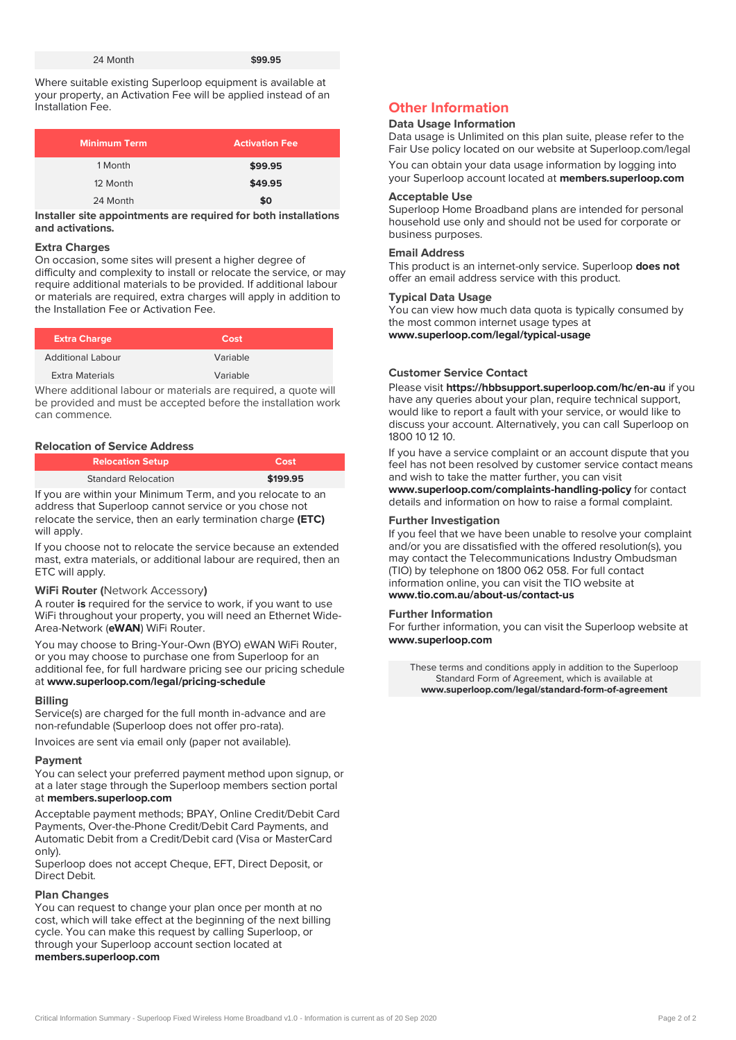| | |
|---|---|
| 24 Month | $99.95 |

Where suitable existing Superloop equipment is available at your property, an Activation Fee will be applied instead of an Installation Fee.

| Minimum Term | Activation Fee |
|---|---|
| 1 Month | $99.95 |
| 12 Month | $49.95 |
| 24 Month | $0 |

**Installer site appointments are required for both installations and activations.**

### Extra Charges

On occasion, some sites will present a higher degree of difficulty and complexity to install or relocate the service, or may require additional materials to be provided. If additional labour or materials are required, extra charges will apply in addition to the Installation Fee or Activation Fee.

| Extra Charge | Cost |
|---|---|
| Additional Labour | Variable |
| Extra Materials | Variable |

Where additional labour or materials are required, a quote will be provided and must be accepted before the installation work can commence.

### Relocation of Service Address

| Relocation Setup | Cost |
|---|---|
| Standard Relocation | $199.95 |

If you are within your Minimum Term, and you relocate to an address that Superloop cannot service or you chose not relocate the service, then an early termination charge **(ETC)** will apply.

If you choose not to relocate the service because an extended mast, extra materials, or additional labour are required, then an ETC will apply.

### WiFi Router (Network Accessory)

A router **is** required for the service to work, if you want to use WiFi throughout your property, you will need an Ethernet Wide-Area-Network (**eWAN**) WiFi Router.

You may choose to Bring-Your-Own (BYO) eWAN WiFi Router, or you may choose to purchase one from Superloop for an additional fee, for full hardware pricing see our pricing schedule at **www.superloop.com/legal/pricing-schedule**

### Billing

Service(s) are charged for the full month in-advance and are non-refundable (Superloop does not offer pro-rata).

Invoices are sent via email only (paper not available).

### Payment

You can select your preferred payment method upon signup, or at a later stage through the Superloop members section portal at **members.superloop.com**

Acceptable payment methods; BPAY, Online Credit/Debit Card Payments, Over-the-Phone Credit/Debit Card Payments, and Automatic Debit from a Credit/Debit card (Visa or MasterCard only).
Superloop does not accept Cheque, EFT, Direct Deposit, or Direct Debit.

### Plan Changes

You can request to change your plan once per month at no cost, which will take effect at the beginning of the next billing cycle. You can make this request by calling Superloop, or through your Superloop account section located at **members.superloop.com**

## Other Information

### Data Usage Information

Data usage is Unlimited on this plan suite, please refer to the Fair Use policy located on our website at Superloop.com/legal

You can obtain your data usage information by logging into your Superloop account located at **members.superloop.com**

### Acceptable Use

Superloop Home Broadband plans are intended for personal household use only and should not be used for corporate or business purposes.

### Email Address

This product is an internet-only service. Superloop **does not** offer an email address service with this product.

### Typical Data Usage

You can view how much data quota is typically consumed by the most common internet usage types at **www.superloop.com/legal/typical-usage**

### Customer Service Contact

Please visit **https://hbbsupport.superloop.com/hc/en-au** if you have any queries about your plan, require technical support, would like to report a fault with your service, or would like to discuss your account. Alternatively, you can call Superloop on 1800 10 12 10.

If you have a service complaint or an account dispute that you feel has not been resolved by customer service contact means and wish to take the matter further, you can visit **www.superloop.com/complaints-handling-policy** for contact details and information on how to raise a formal complaint.

### Further Investigation

If you feel that we have been unable to resolve your complaint and/or you are dissatisfied with the offered resolution(s), you may contact the Telecommunications Industry Ombudsman (TIO) by telephone on 1800 062 058. For full contact information online, you can visit the TIO website at **www.tio.com.au/about-us/contact-us**

### Further Information

For further information, you can visit the Superloop website at **www.superloop.com**

These terms and conditions apply in addition to the Superloop Standard Form of Agreement, which is available at **www.superloop.com/legal/standard-form-of-agreement**

Critical Information Summary - Superloop Fixed Wireless Home Broadband v1.0 - Information is current as of 20 Sep 2020